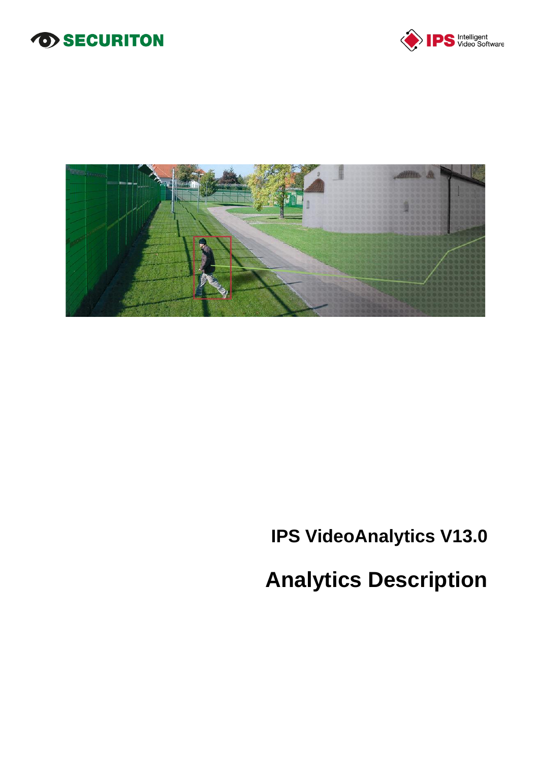SECURITON

IPS Intelligent Video Software

# IPS VideoAnalytics V13.0

# Analytics Description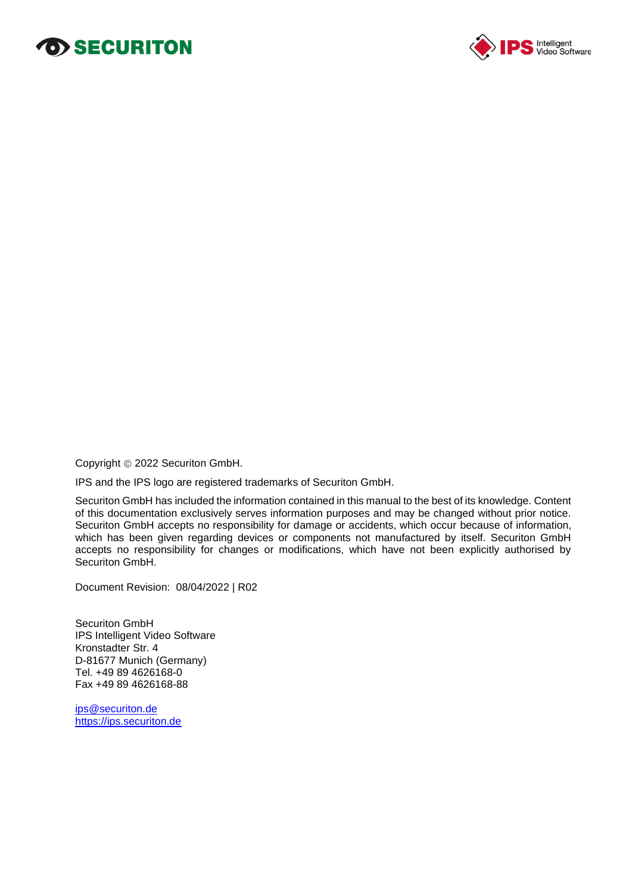Copyright © 2022 Securiton GmbH.

IPS and the IPS logo are registered trademarks of Securiton GmbH.

Securiton GmbH has included the information contained in this manual to the best of its knowledge. Content of this documentation exclusively serves information purposes and may be changed without prior notice. Securiton GmbH accepts no responsibility for damage or accidents, which occur because of information, which has been given regarding devices or components not manufactured by itself. Securiton GmbH accepts no responsibility for changes or modifications, which have not been explicitly authorised by Securiton GmbH.

Document Revision: 08/04/2022 | R02

Securiton GmbH
IPS Intelligent Video Software
Kronstadter Str. 4
D-81677 Munich (Germany)
Tel. +49 89 4626168-0
Fax +49 89 4626168-88

ips@securiton.de
https://ips.securiton.de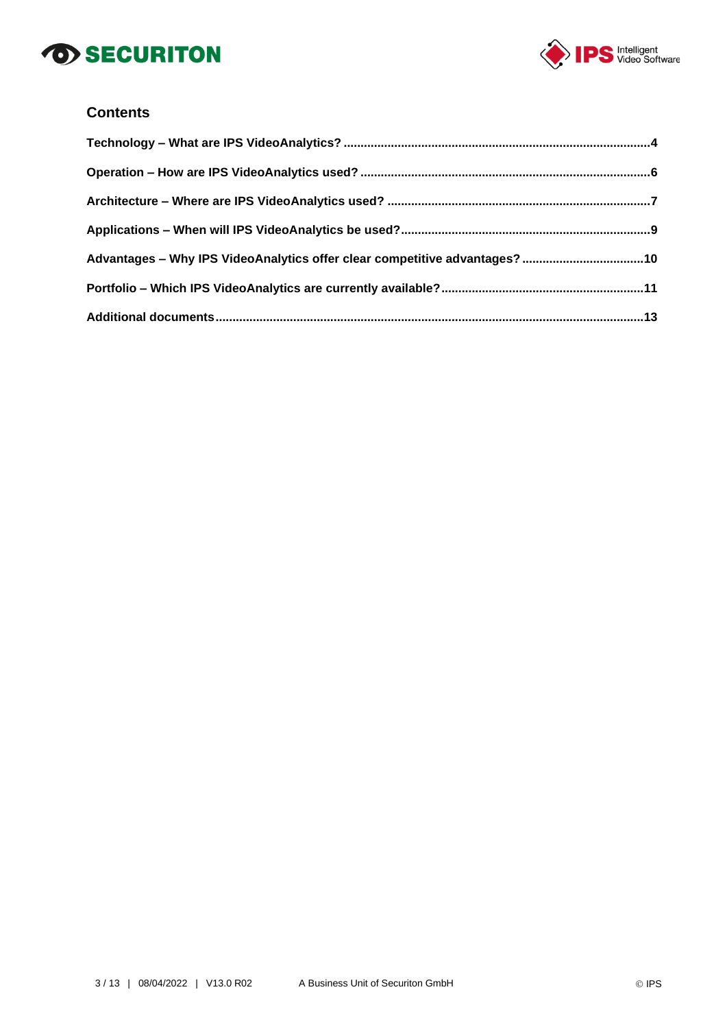## Contents

**Technology – What are IPS VideoAnalytics? ..........4**

**Operation – How are IPS VideoAnalytics used? ..........6**

**Architecture – Where are IPS VideoAnalytics used? ..........7**

**Applications – When will IPS VideoAnalytics be used? ..........9**

**Advantages – Why IPS VideoAnalytics offer clear competitive advantages? ..........10**

**Portfolio – Which IPS VideoAnalytics are currently available? ..........11**

**Additional documents ..........13**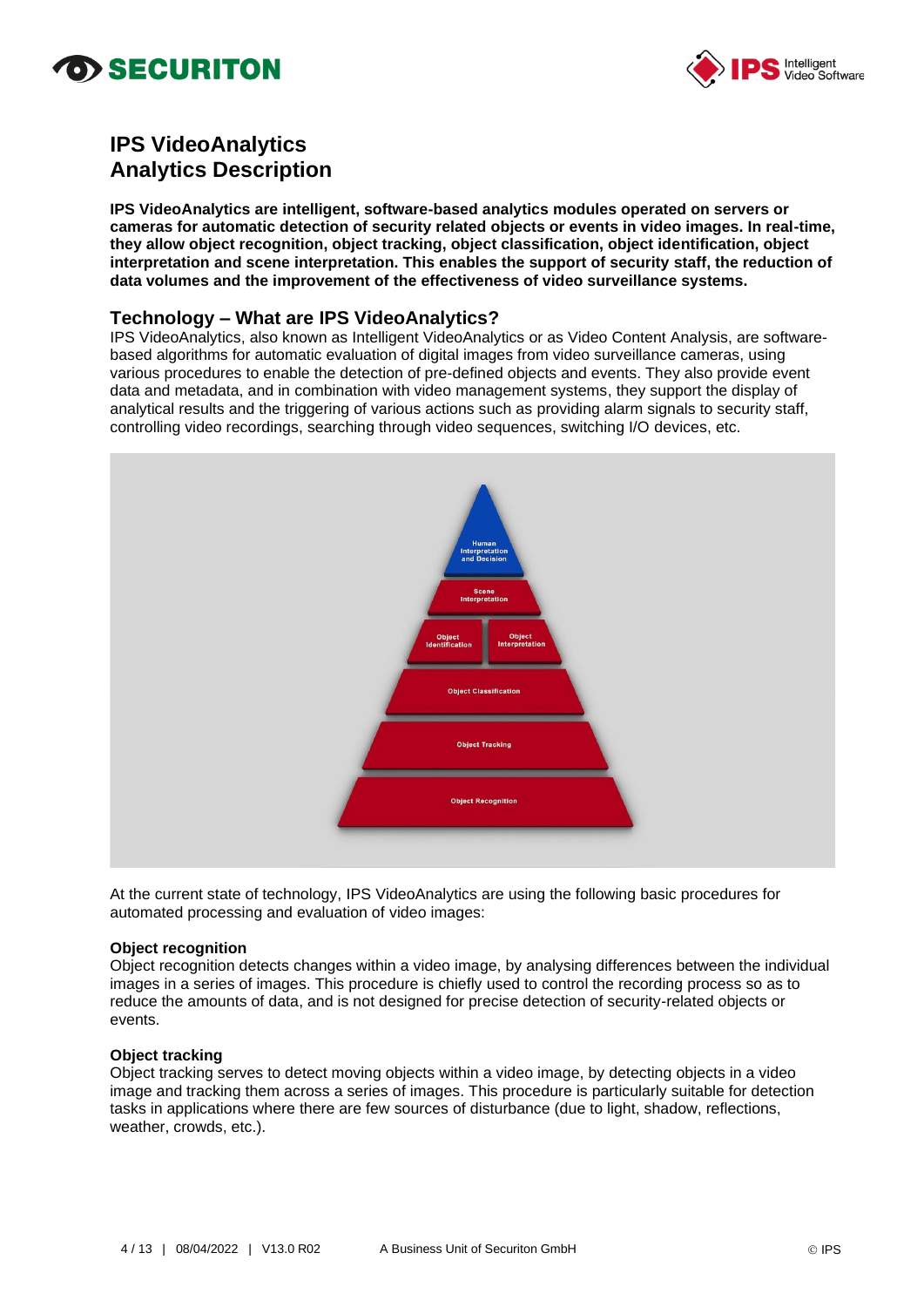# IPS VideoAnalytics
# Analytics Description

**IPS VideoAnalytics are intelligent, software-based analytics modules operated on servers or cameras for automatic detection of security related objects or events in video images. In real-time, they allow object recognition, object tracking, object classification, object identification, object interpretation and scene interpretation. This enables the support of security staff, the reduction of data volumes and the improvement of the effectiveness of video surveillance systems.**

## Technology – What are IPS VideoAnalytics?

IPS VideoAnalytics, also known as Intelligent VideoAnalytics or as Video Content Analysis, are software-based algorithms for automatic evaluation of digital images from video surveillance cameras, using various procedures to enable the detection of pre-defined objects and events. They also provide event data and metadata, and in combination with video management systems, they support the display of analytical results and the triggering of various actions such as providing alarm signals to security staff, controlling video recordings, searching through video sequences, switching I/O devices, etc.

At the current state of technology, IPS VideoAnalytics are using the following basic procedures for automated processing and evaluation of video images:

### Object recognition

Object recognition detects changes within a video image, by analysing differences between the individual images in a series of images. This procedure is chiefly used to control the recording process so as to reduce the amounts of data, and is not designed for precise detection of security-related objects or events.

### Object tracking

Object tracking serves to detect moving objects within a video image, by detecting objects in a video image and tracking them across a series of images. This procedure is particularly suitable for detection tasks in applications where there are few sources of disturbance (due to light, shadow, reflections, weather, crowds, etc.).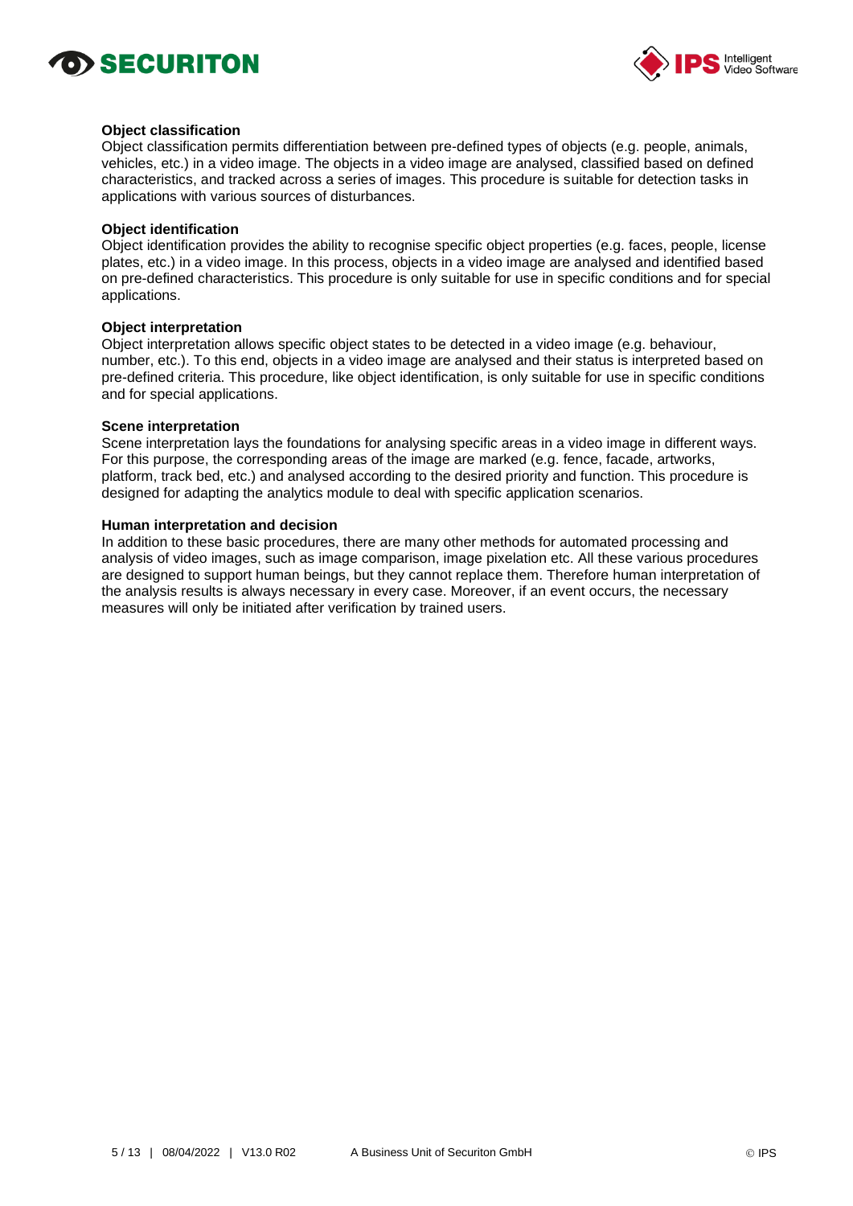**Object classification**
Object classification permits differentiation between pre-defined types of objects (e.g. people, animals, vehicles, etc.) in a video image. The objects in a video image are analysed, classified based on defined characteristics, and tracked across a series of images. This procedure is suitable for detection tasks in applications with various sources of disturbances.

**Object identification**
Object identification provides the ability to recognise specific object properties (e.g. faces, people, license plates, etc.) in a video image. In this process, objects in a video image are analysed and identified based on pre-defined characteristics. This procedure is only suitable for use in specific conditions and for special applications.

**Object interpretation**
Object interpretation allows specific object states to be detected in a video image (e.g. behaviour, number, etc.). To this end, objects in a video image are analysed and their status is interpreted based on pre-defined criteria. This procedure, like object identification, is only suitable for use in specific conditions and for special applications.

**Scene interpretation**
Scene interpretation lays the foundations for analysing specific areas in a video image in different ways. For this purpose, the corresponding areas of the image are marked (e.g. fence, facade, artworks, platform, track bed, etc.) and analysed according to the desired priority and function. This procedure is designed for adapting the analytics module to deal with specific application scenarios.

**Human interpretation and decision**
In addition to these basic procedures, there are many other methods for automated processing and analysis of video images, such as image comparison, image pixelation etc. All these various procedures are designed to support human beings, but they cannot replace them. Therefore human interpretation of the analysis results is always necessary in every case. Moreover, if an event occurs, the necessary measures will only be initiated after verification by trained users.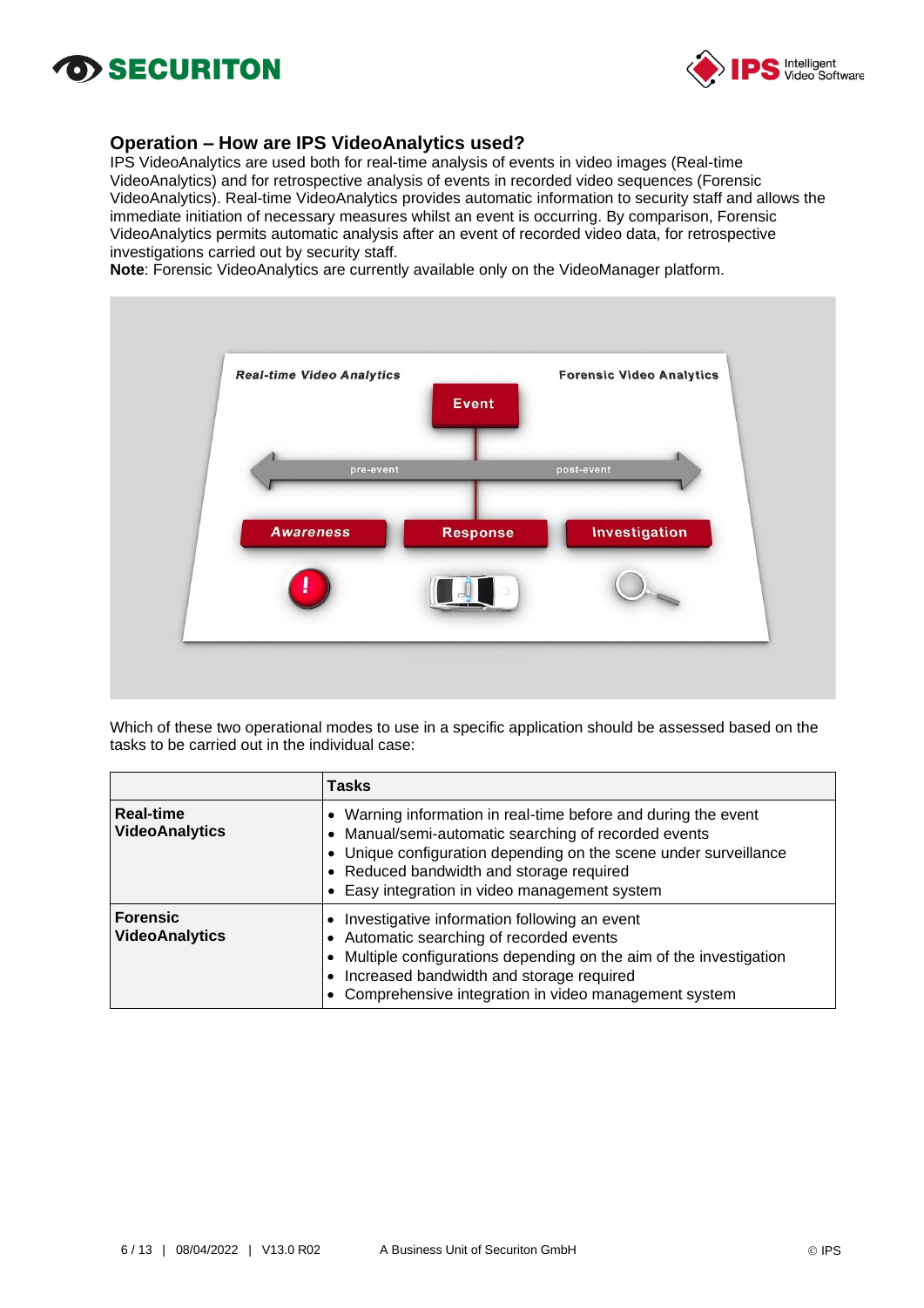## Operation – How are IPS VideoAnalytics used?

IPS VideoAnalytics are used both for real-time analysis of events in video images (Real-time VideoAnalytics) and for retrospective analysis of events in recorded video sequences (Forensic VideoAnalytics). Real-time VideoAnalytics provides automatic information to security staff and allows the immediate initiation of necessary measures whilst an event is occurring. By comparison, Forensic VideoAnalytics permits automatic analysis after an event of recorded video data, for retrospective investigations carried out by security staff.

**Note**: Forensic VideoAnalytics are currently available only on the VideoManager platform.

Which of these two operational modes to use in a specific application should be assessed based on the tasks to be carried out in the individual case:

| | Tasks |
|---|---|
| **Real-time VideoAnalytics** | • Warning information in real-time before and during the event<br>• Manual/semi-automatic searching of recorded events<br>• Unique configuration depending on the scene under surveillance<br>• Reduced bandwidth and storage required<br>• Easy integration in video management system |
| **Forensic VideoAnalytics** | • Investigative information following an event<br>• Automatic searching of recorded events<br>• Multiple configurations depending on the aim of the investigation<br>• Increased bandwidth and storage required<br>• Comprehensive integration in video management system |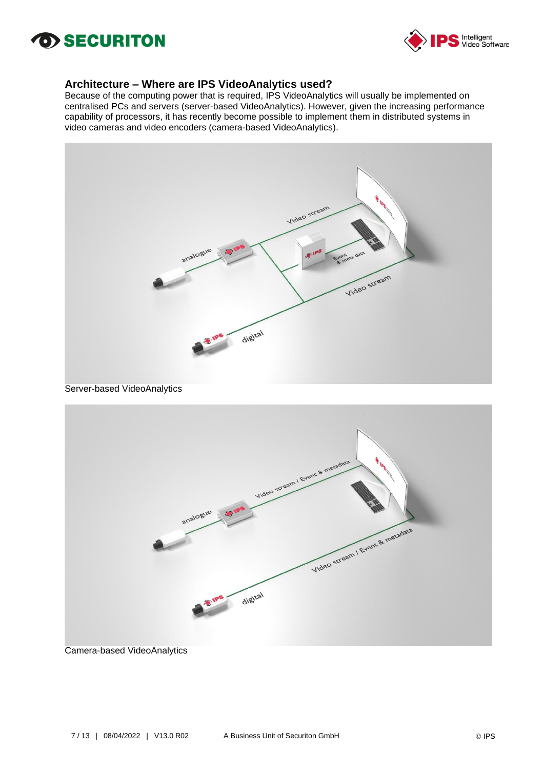## Architecture – Where are IPS VideoAnalytics used?

Because of the computing power that is required, IPS VideoAnalytics will usually be implemented on centralised PCs and servers (server-based VideoAnalytics). However, given the increasing performance capability of processors, it has recently become possible to implement them in distributed systems in video cameras and video encoders (camera-based VideoAnalytics).

Server-based VideoAnalytics

Camera-based VideoAnalytics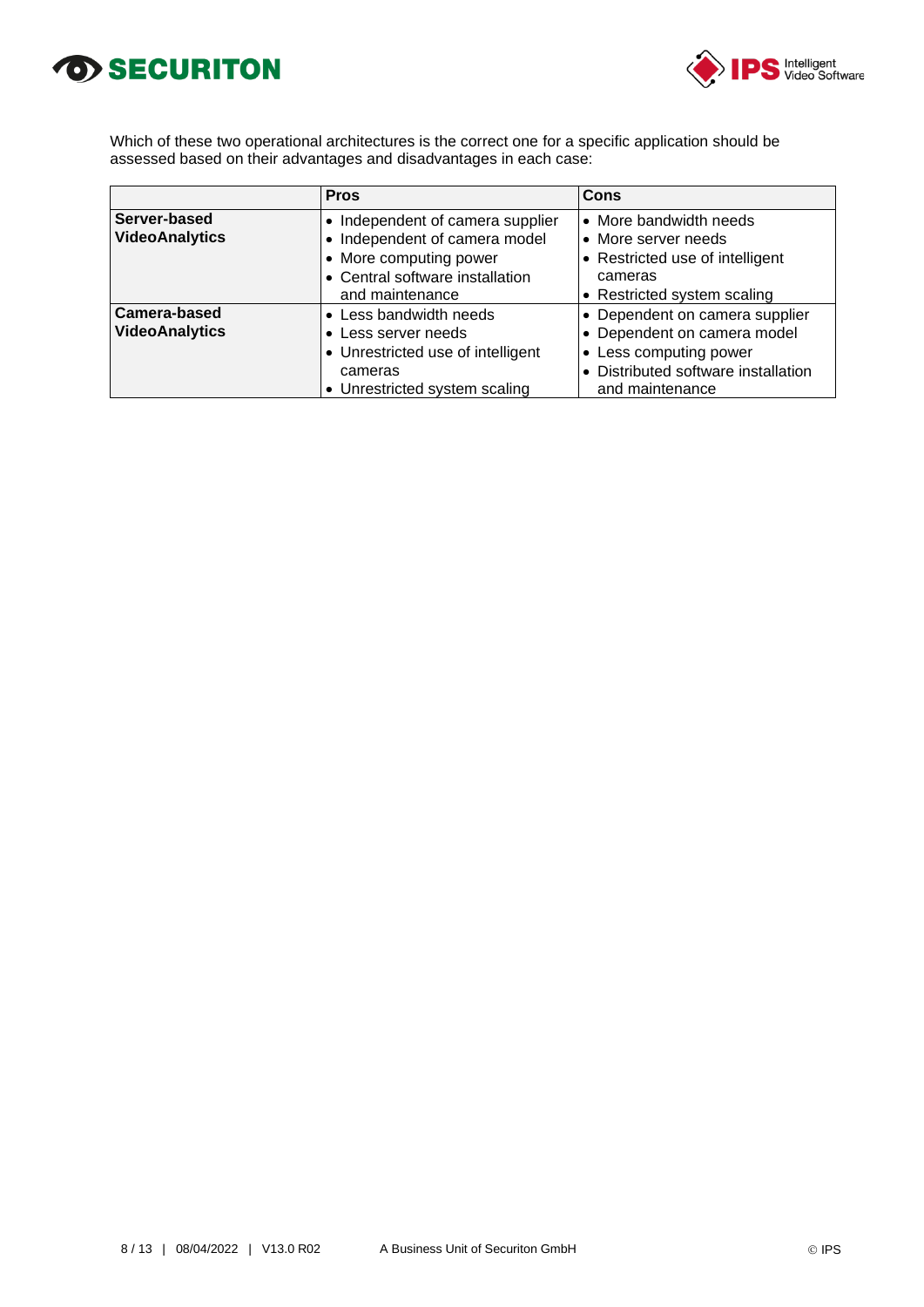Which of these two operational architectures is the correct one for a specific application should be assessed based on their advantages and disadvantages in each case:

| | Pros | Cons |
|---|---|---|
| **Server-based VideoAnalytics** | • Independent of camera supplier<br>• Independent of camera model<br>• More computing power<br>• Central software installation and maintenance | • More bandwidth needs<br>• More server needs<br>• Restricted use of intelligent cameras<br>• Restricted system scaling |
| **Camera-based VideoAnalytics** | • Less bandwidth needs<br>• Less server needs<br>• Unrestricted use of intelligent cameras<br>• Unrestricted system scaling | • Dependent on camera supplier<br>• Dependent on camera model<br>• Less computing power<br>• Distributed software installation and maintenance |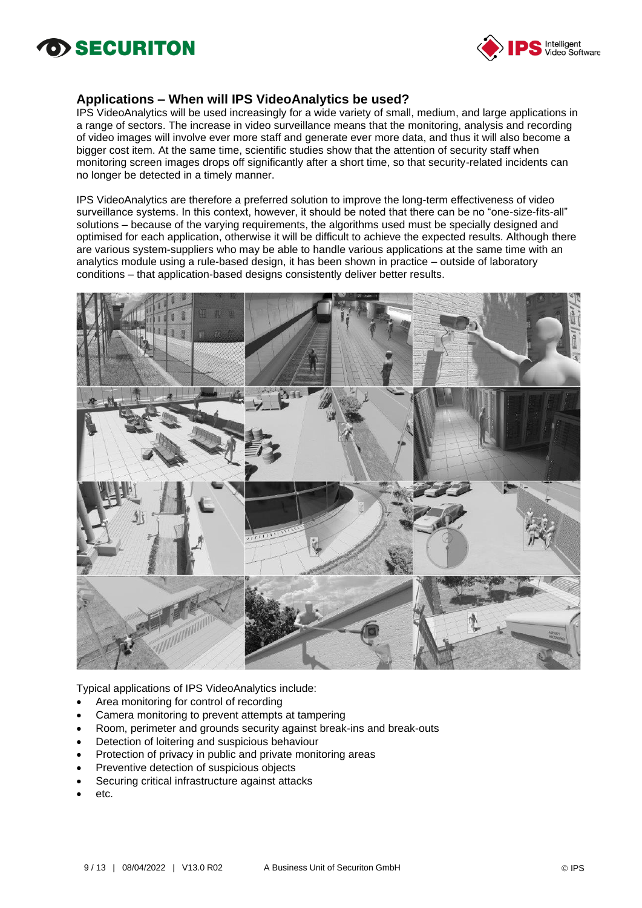## Applications – When will IPS VideoAnalytics be used?

IPS VideoAnalytics will be used increasingly for a wide variety of small, medium, and large applications in a range of sectors. The increase in video surveillance means that the monitoring, analysis and recording of video images will involve ever more staff and generate ever more data, and thus it will also become a bigger cost item. At the same time, scientific studies show that the attention of security staff when monitoring screen images drops off significantly after a short time, so that security-related incidents can no longer be detected in a timely manner.

IPS VideoAnalytics are therefore a preferred solution to improve the long-term effectiveness of video surveillance systems. In this context, however, it should be noted that there can be no "one-size-fits-all" solutions – because of the varying requirements, the algorithms used must be specially designed and optimised for each application, otherwise it will be difficult to achieve the expected results. Although there are various system-suppliers who may be able to handle various applications at the same time with an analytics module using a rule-based design, it has been shown in practice – outside of laboratory conditions – that application-based designs consistently deliver better results.

Typical applications of IPS VideoAnalytics include:

- Area monitoring for control of recording
- Camera monitoring to prevent attempts at tampering
- Room, perimeter and grounds security against break-ins and break-outs
- Detection of loitering and suspicious behaviour
- Protection of privacy in public and private monitoring areas
- Preventive detection of suspicious objects
- Securing critical infrastructure against attacks
- etc.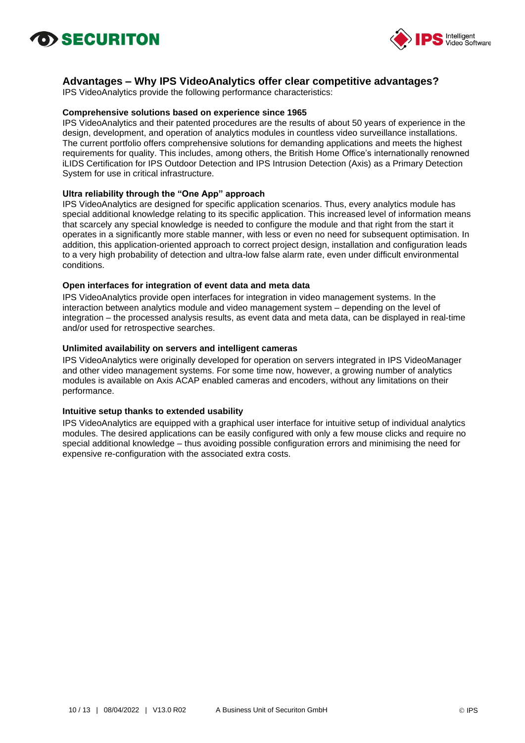## Advantages – Why IPS VideoAnalytics offer clear competitive advantages?

IPS VideoAnalytics provide the following performance characteristics:

**Comprehensive solutions based on experience since 1965**

IPS VideoAnalytics and their patented procedures are the results of about 50 years of experience in the design, development, and operation of analytics modules in countless video surveillance installations. The current portfolio offers comprehensive solutions for demanding applications and meets the highest requirements for quality. This includes, among others, the British Home Office's internationally renowned iLIDS Certification for IPS Outdoor Detection and IPS Intrusion Detection (Axis) as a Primary Detection System for use in critical infrastructure.

**Ultra reliability through the "One App" approach**

IPS VideoAnalytics are designed for specific application scenarios. Thus, every analytics module has special additional knowledge relating to its specific application. This increased level of information means that scarcely any special knowledge is needed to configure the module and that right from the start it operates in a significantly more stable manner, with less or even no need for subsequent optimisation. In addition, this application-oriented approach to correct project design, installation and configuration leads to a very high probability of detection and ultra-low false alarm rate, even under difficult environmental conditions.

**Open interfaces for integration of event data and meta data**

IPS VideoAnalytics provide open interfaces for integration in video management systems. In the interaction between analytics module and video management system – depending on the level of integration – the processed analysis results, as event data and meta data, can be displayed in real-time and/or used for retrospective searches.

**Unlimited availability on servers and intelligent cameras**

IPS VideoAnalytics were originally developed for operation on servers integrated in IPS VideoManager and other video management systems. For some time now, however, a growing number of analytics modules is available on Axis ACAP enabled cameras and encoders, without any limitations on their performance.

**Intuitive setup thanks to extended usability**

IPS VideoAnalytics are equipped with a graphical user interface for intuitive setup of individual analytics modules. The desired applications can be easily configured with only a few mouse clicks and require no special additional knowledge – thus avoiding possible configuration errors and minimising the need for expensive re-configuration with the associated extra costs.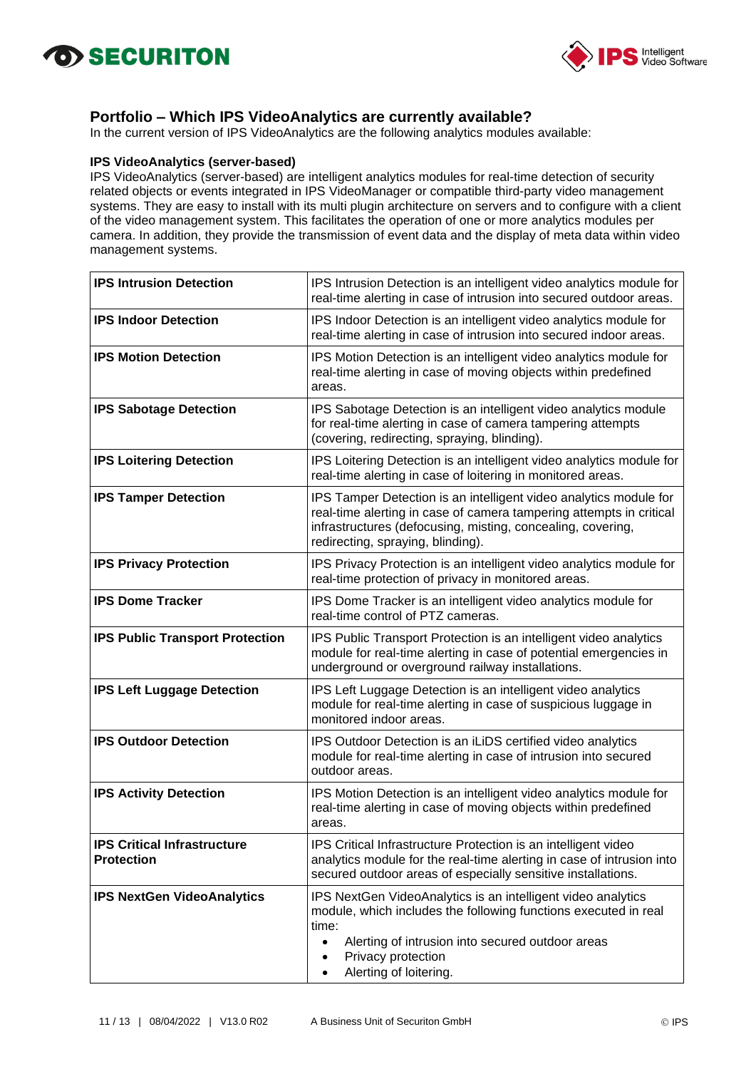## Portfolio – Which IPS VideoAnalytics are currently available?

In the current version of IPS VideoAnalytics are the following analytics modules available:

**IPS VideoAnalytics (server-based)**

IPS VideoAnalytics (server-based) are intelligent analytics modules for real-time detection of security related objects or events integrated in IPS VideoManager or compatible third-party video management systems. They are easy to install with its multi plugin architecture on servers and to configure with a client of the video management system. This facilitates the operation of one or more analytics modules per camera. In addition, they provide the transmission of event data and the display of meta data within video management systems.

| | |
|---|---|
| **IPS Intrusion Detection** | IPS Intrusion Detection is an intelligent video analytics module for real-time alerting in case of intrusion into secured outdoor areas. |
| **IPS Indoor Detection** | IPS Indoor Detection is an intelligent video analytics module for real-time alerting in case of intrusion into secured indoor areas. |
| **IPS Motion Detection** | IPS Motion Detection is an intelligent video analytics module for real-time alerting in case of moving objects within predefined areas. |
| **IPS Sabotage Detection** | IPS Sabotage Detection is an intelligent video analytics module for real-time alerting in case of camera tampering attempts (covering, redirecting, spraying, blinding). |
| **IPS Loitering Detection** | IPS Loitering Detection is an intelligent video analytics module for real-time alerting in case of loitering in monitored areas. |
| **IPS Tamper Detection** | IPS Tamper Detection is an intelligent video analytics module for real-time alerting in case of camera tampering attempts in critical infrastructures (defocusing, misting, concealing, covering, redirecting, spraying, blinding). |
| **IPS Privacy Protection** | IPS Privacy Protection is an intelligent video analytics module for real-time protection of privacy in monitored areas. |
| **IPS Dome Tracker** | IPS Dome Tracker is an intelligent video analytics module for real-time control of PTZ cameras. |
| **IPS Public Transport Protection** | IPS Public Transport Protection is an intelligent video analytics module for real-time alerting in case of potential emergencies in underground or overground railway installations. |
| **IPS Left Luggage Detection** | IPS Left Luggage Detection is an intelligent video analytics module for real-time alerting in case of suspicious luggage in monitored indoor areas. |
| **IPS Outdoor Detection** | IPS Outdoor Detection is an iLiDS certified video analytics module for real-time alerting in case of intrusion into secured outdoor areas. |
| **IPS Activity Detection** | IPS Motion Detection is an intelligent video analytics module for real-time alerting in case of moving objects within predefined areas. |
| **IPS Critical Infrastructure Protection** | IPS Critical Infrastructure Protection is an intelligent video analytics module for the real-time alerting in case of intrusion into secured outdoor areas of especially sensitive installations. |
| **IPS NextGen VideoAnalytics** | IPS NextGen VideoAnalytics is an intelligent video analytics module, which includes the following functions executed in real time:<br>• Alerting of intrusion into secured outdoor areas<br>• Privacy protection<br>• Alerting of loitering. |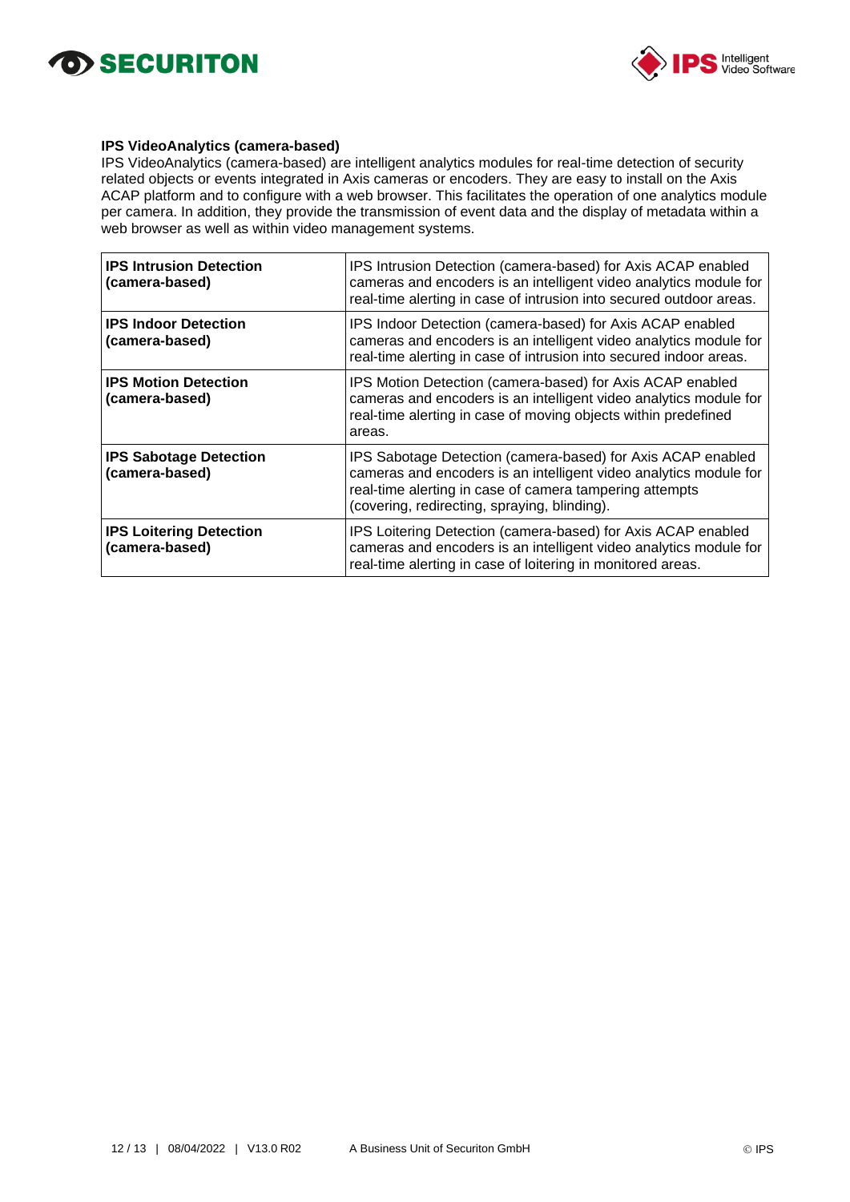**IPS VideoAnalytics (camera-based)**

IPS VideoAnalytics (camera-based) are intelligent analytics modules for real-time detection of security related objects or events integrated in Axis cameras or encoders. They are easy to install on the Axis ACAP platform and to configure with a web browser. This facilitates the operation of one analytics module per camera. In addition, they provide the transmission of event data and the display of metadata within a web browser as well as within video management systems.

| | |
|---|---|
| **IPS Intrusion Detection (camera-based)** | IPS Intrusion Detection (camera-based) for Axis ACAP enabled cameras and encoders is an intelligent video analytics module for real-time alerting in case of intrusion into secured outdoor areas. |
| **IPS Indoor Detection (camera-based)** | IPS Indoor Detection (camera-based) for Axis ACAP enabled cameras and encoders is an intelligent video analytics module for real-time alerting in case of intrusion into secured indoor areas. |
| **IPS Motion Detection (camera-based)** | IPS Motion Detection (camera-based) for Axis ACAP enabled cameras and encoders is an intelligent video analytics module for real-time alerting in case of moving objects within predefined areas. |
| **IPS Sabotage Detection (camera-based)** | IPS Sabotage Detection (camera-based) for Axis ACAP enabled cameras and encoders is an intelligent video analytics module for real-time alerting in case of camera tampering attempts (covering, redirecting, spraying, blinding). |
| **IPS Loitering Detection (camera-based)** | IPS Loitering Detection (camera-based) for Axis ACAP enabled cameras and encoders is an intelligent video analytics module for real-time alerting in case of loitering in monitored areas. |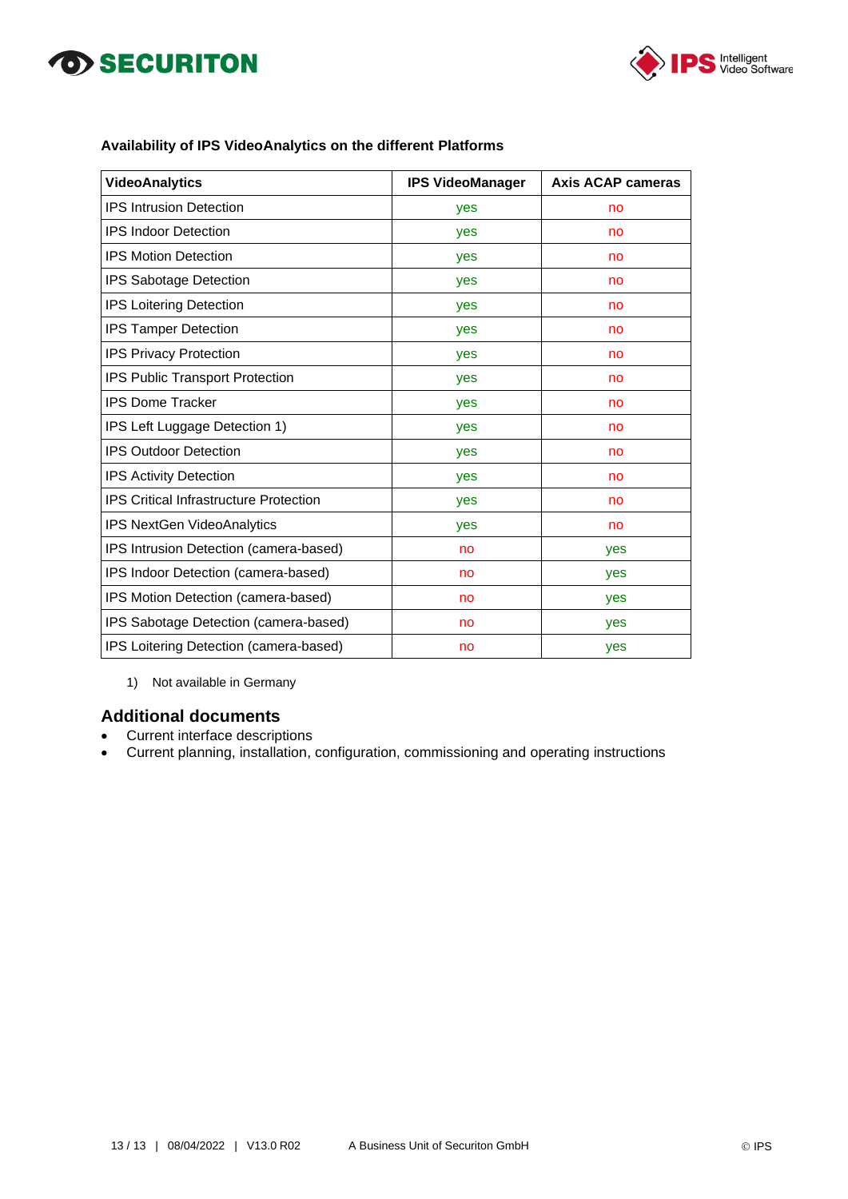**Availability of IPS VideoAnalytics on the different Platforms**

| VideoAnalytics | IPS VideoManager | Axis ACAP cameras |
|---|---|---|
| IPS Intrusion Detection | yes | no |
| IPS Indoor Detection | yes | no |
| IPS Motion Detection | yes | no |
| IPS Sabotage Detection | yes | no |
| IPS Loitering Detection | yes | no |
| IPS Tamper Detection | yes | no |
| IPS Privacy Protection | yes | no |
| IPS Public Transport Protection | yes | no |
| IPS Dome Tracker | yes | no |
| IPS Left Luggage Detection 1) | yes | no |
| IPS Outdoor Detection | yes | no |
| IPS Activity Detection | yes | no |
| IPS Critical Infrastructure Protection | yes | no |
| IPS NextGen VideoAnalytics | yes | no |
| IPS Intrusion Detection (camera-based) | no | yes |
| IPS Indoor Detection (camera-based) | no | yes |
| IPS Motion Detection (camera-based) | no | yes |
| IPS Sabotage Detection (camera-based) | no | yes |
| IPS Loitering Detection (camera-based) | no | yes |

1) Not available in Germany

## Additional documents

- Current interface descriptions
- Current planning, installation, configuration, commissioning and operating instructions